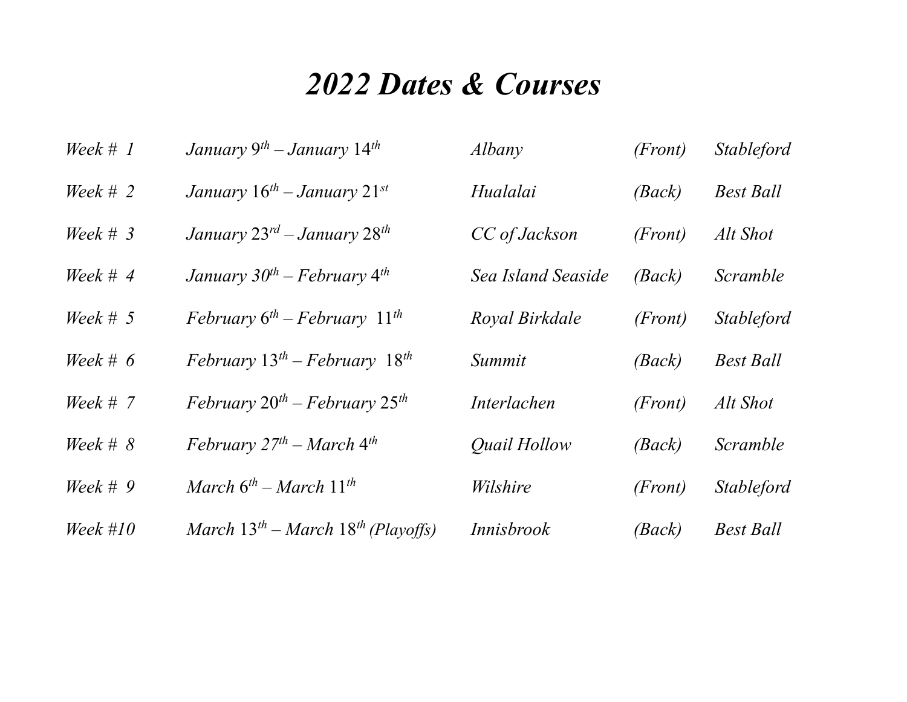# *2022 Dates & Courses*

| | | | | |
|---|---|---|---|---|
| *Week # 1* | *January 9th – January 14th* | *Albany* | *(Front)* | *Stableford* |
| *Week # 2* | *January 16th – January 21st* | *Hualalai* | *(Back)* | *Best Ball* |
| *Week # 3* | *January 23rd – January 28th* | *CC of Jackson* | *(Front)* | *Alt Shot* |
| *Week # 4* | *January 30th – February 4th* | *Sea Island Seaside* | *(Back)* | *Scramble* |
| *Week # 5* | *February 6th – February 11th* | *Royal Birkdale* | *(Front)* | *Stableford* |
| *Week # 6* | *February 13th – February 18th* | *Summit* | *(Back)* | *Best Ball* |
| *Week # 7* | *February 20th – February 25th* | *Interlachen* | *(Front)* | *Alt Shot* |
| *Week # 8* | *February 27th – March 4th* | *Quail Hollow* | *(Back)* | *Scramble* |
| *Week # 9* | *March 6th – March 11th* | *Wilshire* | *(Front)* | *Stableford* |
| *Week #10* | *March 13th – March 18th (Playoffs)* | *Innisbrook* | *(Back)* | *Best Ball* |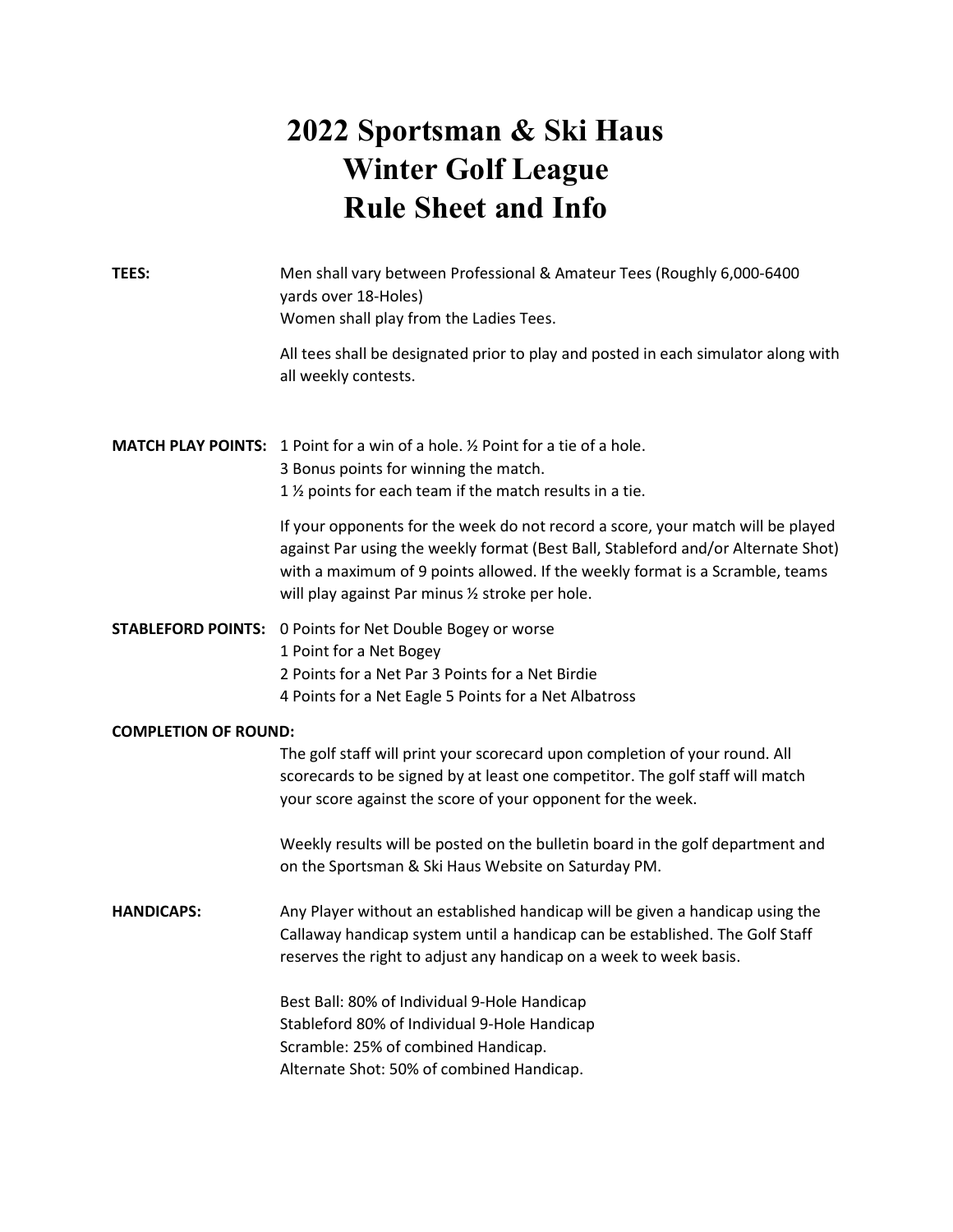# 2022 Sportsman & Ski Haus Winter Golf League Rule Sheet and Info

**TEES:** Men shall vary between Professional & Amateur Tees (Roughly 6,000-6400 yards over 18-Holes)
Women shall play from the Ladies Tees.

All tees shall be designated prior to play and posted in each simulator along with all weekly contests.

**MATCH PLAY POINTS:** 1 Point for a win of a hole. ½ Point for a tie of a hole.
3 Bonus points for winning the match.
1 ½ points for each team if the match results in a tie.

If your opponents for the week do not record a score, your match will be played against Par using the weekly format (Best Ball, Stableford and/or Alternate Shot) with a maximum of 9 points allowed. If the weekly format is a Scramble, teams will play against Par minus ½ stroke per hole.

**STABLEFORD POINTS:** 0 Points for Net Double Bogey or worse
1 Point for a Net Bogey
2 Points for a Net Par 3 Points for a Net Birdie
4 Points for a Net Eagle 5 Points for a Net Albatross

**COMPLETION OF ROUND:**

The golf staff will print your scorecard upon completion of your round. All scorecards to be signed by at least one competitor. The golf staff will match your score against the score of your opponent for the week.

Weekly results will be posted on the bulletin board in the golf department and on the Sportsman & Ski Haus Website on Saturday PM.

**HANDICAPS:** Any Player without an established handicap will be given a handicap using the Callaway handicap system until a handicap can be established. The Golf Staff reserves the right to adjust any handicap on a week to week basis.

Best Ball: 80% of Individual 9-Hole Handicap
Stableford 80% of Individual 9-Hole Handicap
Scramble: 25% of combined Handicap.
Alternate Shot: 50% of combined Handicap.